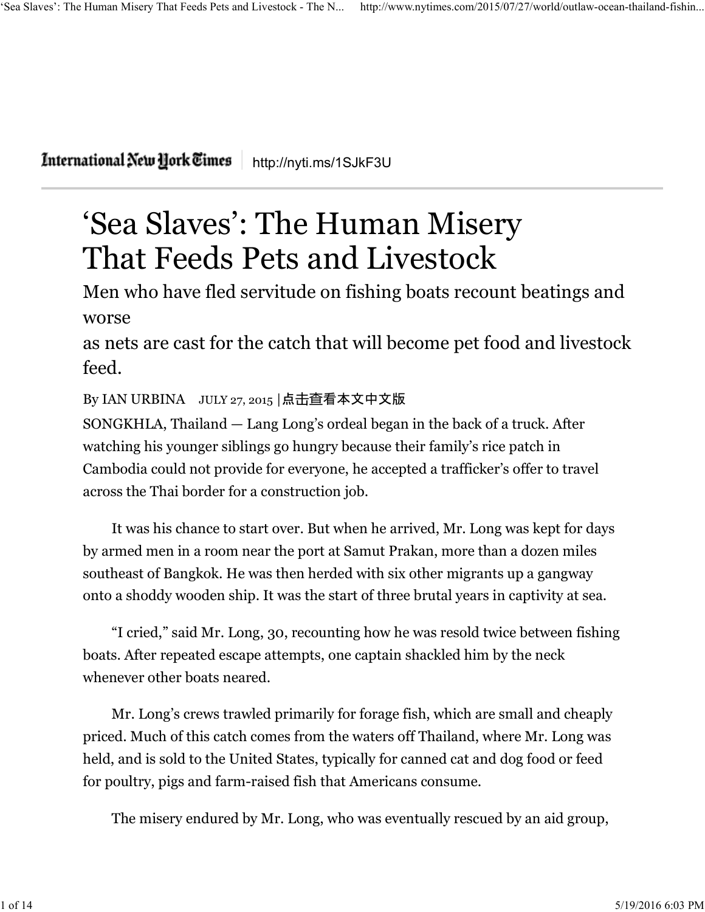International New York Times | http://nyti.ms/1SJkF3U

# 'Sea Slaves': The Human Misery That Feeds Pets and Livestock

## Men who have fled servitude on fishing boats recount beatings and worse as nets are cast for the catch that will become pet food and livestock feed.

By IAN URBINA JULY 27, 2015 |点击查看本文中文版

SONGKHLA, Thailand — Lang Long's ordeal began in the back of a truck. After watching his younger siblings go hungry because their family's rice patch in Cambodia could not provide for everyone, he accepted a trafficker's offer to travel across the Thai border for a construction job.

It was his chance to start over. But when he arrived, Mr. Long was kept for days by armed men in a room near the port at Samut Prakan, more than a dozen miles southeast of Bangkok. He was then herded with six other migrants up a gangway onto a shoddy wooden ship. It was the start of three brutal years in captivity at sea.

"I cried," said Mr. Long, 30, recounting how he was resold twice between fishing boats. After repeated escape attempts, one captain shackled him by the neck whenever other boats neared.

Mr. Long's crews trawled primarily for forage fish, which are small and cheaply priced. Much of this catch comes from the waters off Thailand, where Mr. Long was held, and is sold to the United States, typically for canned cat and dog food or feed for poultry, pigs and farm-raised fish that Americans consume.

The misery endured by Mr. Long, who was eventually rescued by an aid group,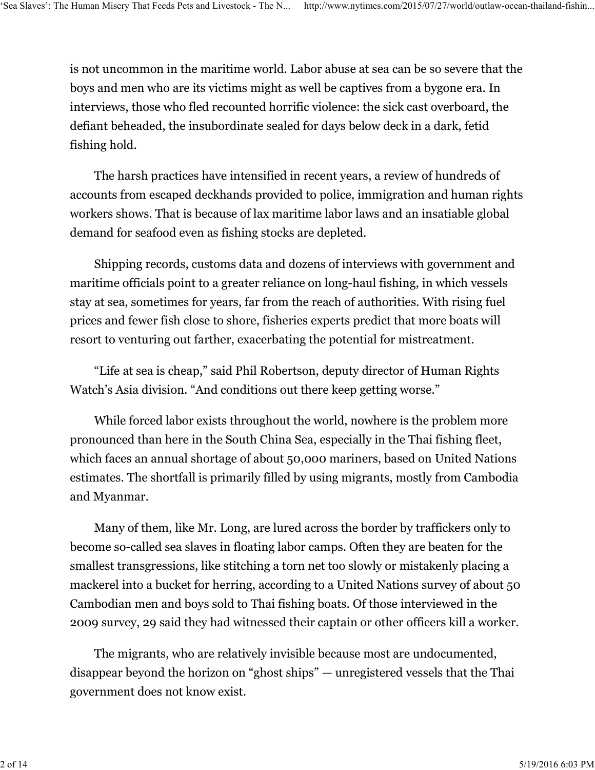is not uncommon in the maritime world. Labor abuse at sea can be so severe that the boys and men who are its victims might as well be captives from a bygone era. In interviews, those who fled recounted horrific violence: the sick cast overboard, the defiant beheaded, the insubordinate sealed for days below deck in a dark, fetid fishing hold.

The harsh practices have intensified in recent years, a review of hundreds of accounts from escaped deckhands provided to police, immigration and human rights workers shows. That is because of lax maritime labor laws and an insatiable global demand for seafood even as fishing stocks are depleted.

Shipping records, customs data and dozens of interviews with government and maritime officials point to a greater reliance on long-haul fishing, in which vessels stay at sea, sometimes for years, far from the reach of authorities. With rising fuel prices and fewer fish close to shore, fisheries experts predict that more boats will resort to venturing out farther, exacerbating the potential for mistreatment.

"Life at sea is cheap," said Phil Robertson, deputy director of Human Rights Watch's Asia division. "And conditions out there keep getting worse."

While forced labor exists throughout the world, nowhere is the problem more pronounced than here in the South China Sea, especially in the Thai fishing fleet, which faces an annual shortage of about 50,000 mariners, based on United Nations estimates. The shortfall is primarily filled by using migrants, mostly from Cambodia and Myanmar.

Many of them, like Mr. Long, are lured across the border by traffickers only to become so-called sea slaves in floating labor camps. Often they are beaten for the smallest transgressions, like stitching a torn net too slowly or mistakenly placing a mackerel into a bucket for herring, according to a United Nations survey of about 50 Cambodian men and boys sold to Thai fishing boats. Of those interviewed in the 2009 survey, 29 said they had witnessed their captain or other officers kill a worker.

The migrants, who are relatively invisible because most are undocumented, disappear beyond the horizon on "ghost ships" — unregistered vessels that the Thai government does not know exist.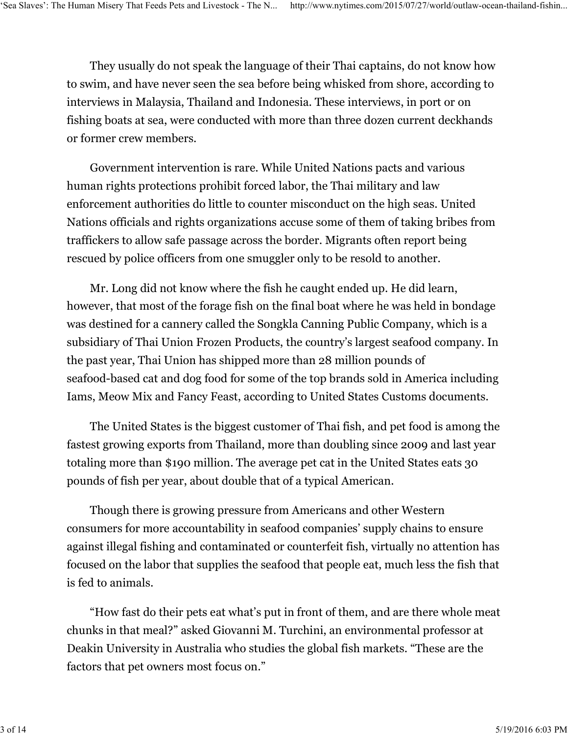They usually do not speak the language of their Thai captains, do not know how to swim, and have never seen the sea before being whisked from shore, according to interviews in Malaysia, Thailand and Indonesia. These interviews, in port or on fishing boats at sea, were conducted with more than three dozen current deckhands or former crew members.

Government intervention is rare. While United Nations pacts and various human rights protections prohibit forced labor, the Thai military and law enforcement authorities do little to counter misconduct on the high seas. United Nations officials and rights organizations accuse some of them of taking bribes from traffickers to allow safe passage across the border. Migrants often report being rescued by police officers from one smuggler only to be resold to another.

Mr. Long did not know where the fish he caught ended up. He did learn, however, that most of the forage fish on the final boat where he was held in bondage was destined for a cannery called the Songkla Canning Public Company, which is a subsidiary of Thai Union Frozen Products, the country's largest seafood company. In the past year, Thai Union has shipped more than 28 million pounds of seafood-based cat and dog food for some of the top brands sold in America including Iams, Meow Mix and Fancy Feast, according to United States Customs documents.

The United States is the biggest customer of Thai fish, and pet food is among the fastest growing exports from Thailand, more than doubling since 2009 and last year totaling more than $190 million. The average pet cat in the United States eats 30 pounds of fish per year, about double that of a typical American.

Though there is growing pressure from Americans and other Western consumers for more accountability in seafood companies' supply chains to ensure against illegal fishing and contaminated or counterfeit fish, virtually no attention has focused on the labor that supplies the seafood that people eat, much less the fish that is fed to animals.

"How fast do their pets eat what's put in front of them, and are there whole meat chunks in that meal?" asked Giovanni M. Turchini, an environmental professor at Deakin University in Australia who studies the global fish markets. "These are the factors that pet owners most focus on."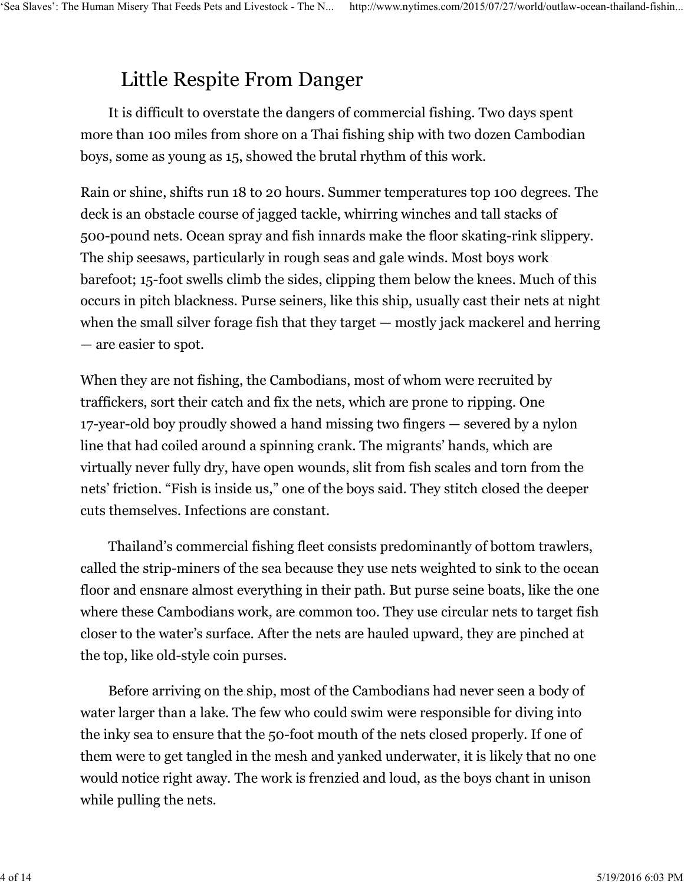## Little Respite From Danger

It is difficult to overstate the dangers of commercial fishing. Two days spent more than 100 miles from shore on a Thai fishing ship with two dozen Cambodian boys, some as young as 15, showed the brutal rhythm of this work.

Rain or shine, shifts run 18 to 20 hours. Summer temperatures top 100 degrees. The deck is an obstacle course of jagged tackle, whirring winches and tall stacks of 500-pound nets. Ocean spray and fish innards make the floor skating-rink slippery. The ship seesaws, particularly in rough seas and gale winds. Most boys work barefoot; 15-foot swells climb the sides, clipping them below the knees. Much of this occurs in pitch blackness. Purse seiners, like this ship, usually cast their nets at night when the small silver forage fish that they target — mostly jack mackerel and herring — are easier to spot.

When they are not fishing, the Cambodians, most of whom were recruited by traffickers, sort their catch and fix the nets, which are prone to ripping. One 17-year-old boy proudly showed a hand missing two fingers — severed by a nylon line that had coiled around a spinning crank. The migrants' hands, which are virtually never fully dry, have open wounds, slit from fish scales and torn from the nets' friction. "Fish is inside us," one of the boys said. They stitch closed the deeper cuts themselves. Infections are constant.

Thailand's commercial fishing fleet consists predominantly of bottom trawlers, called the strip-miners of the sea because they use nets weighted to sink to the ocean floor and ensnare almost everything in their path. But purse seine boats, like the one where these Cambodians work, are common too. They use circular nets to target fish closer to the water's surface. After the nets are hauled upward, they are pinched at the top, like old-style coin purses.

Before arriving on the ship, most of the Cambodians had never seen a body of water larger than a lake. The few who could swim were responsible for diving into the inky sea to ensure that the 50-foot mouth of the nets closed properly. If one of them were to get tangled in the mesh and yanked underwater, it is likely that no one would notice right away. The work is frenzied and loud, as the boys chant in unison while pulling the nets.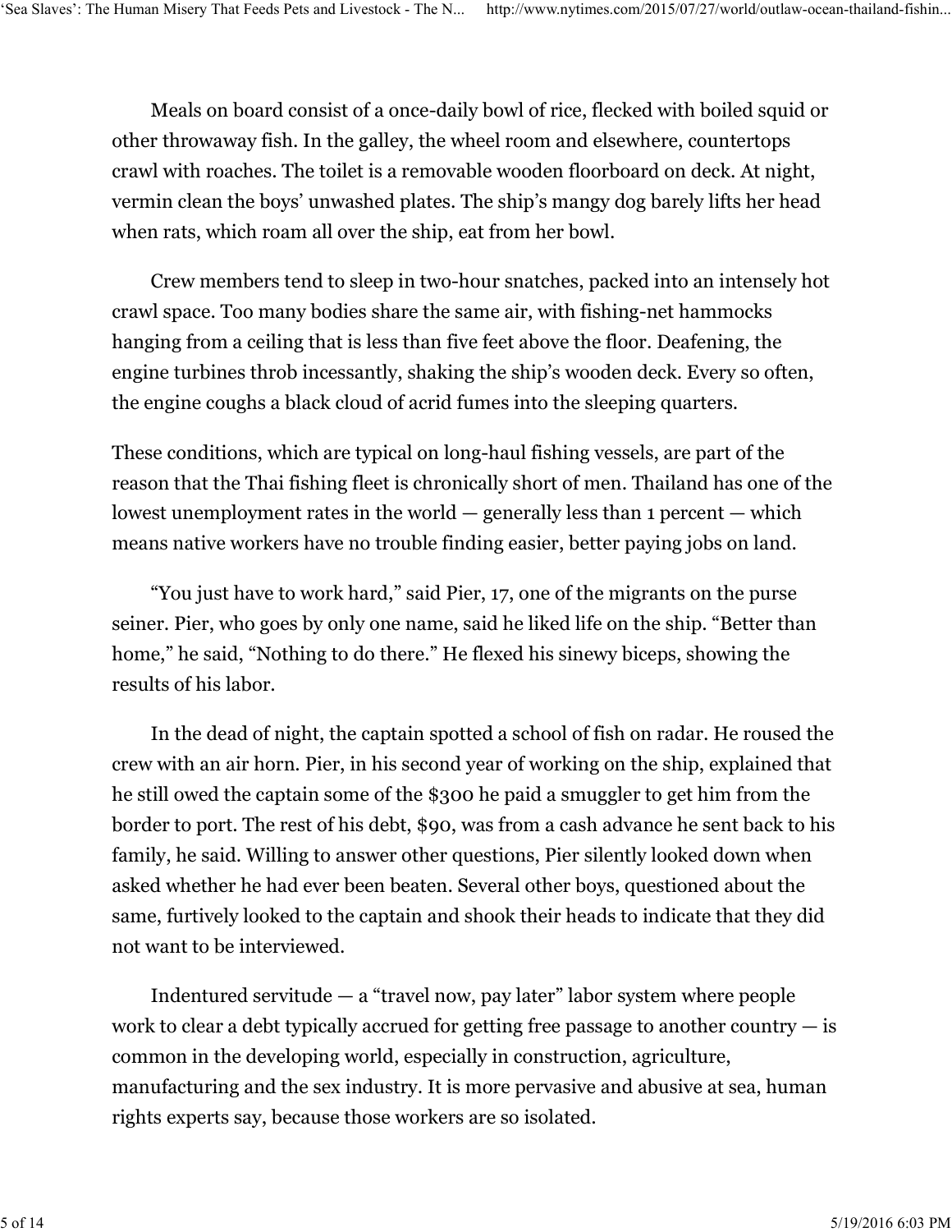Meals on board consist of a once-daily bowl of rice, flecked with boiled squid or other throwaway fish. In the galley, the wheel room and elsewhere, countertops crawl with roaches. The toilet is a removable wooden floorboard on deck. At night, vermin clean the boys' unwashed plates. The ship's mangy dog barely lifts her head when rats, which roam all over the ship, eat from her bowl.

Crew members tend to sleep in two-hour snatches, packed into an intensely hot crawl space. Too many bodies share the same air, with fishing-net hammocks hanging from a ceiling that is less than five feet above the floor. Deafening, the engine turbines throb incessantly, shaking the ship's wooden deck. Every so often, the engine coughs a black cloud of acrid fumes into the sleeping quarters.

These conditions, which are typical on long-haul fishing vessels, are part of the reason that the Thai fishing fleet is chronically short of men. Thailand has one of the lowest unemployment rates in the world — generally less than 1 percent — which means native workers have no trouble finding easier, better paying jobs on land.

"You just have to work hard," said Pier, 17, one of the migrants on the purse seiner. Pier, who goes by only one name, said he liked life on the ship. "Better than home," he said, "Nothing to do there." He flexed his sinewy biceps, showing the results of his labor.

In the dead of night, the captain spotted a school of fish on radar. He roused the crew with an air horn. Pier, in his second year of working on the ship, explained that he still owed the captain some of the $300 he paid a smuggler to get him from the border to port. The rest of his debt, $90, was from a cash advance he sent back to his family, he said. Willing to answer other questions, Pier silently looked down when asked whether he had ever been beaten. Several other boys, questioned about the same, furtively looked to the captain and shook their heads to indicate that they did not want to be interviewed.

Indentured servitude — a "travel now, pay later" labor system where people work to clear a debt typically accrued for getting free passage to another country — is common in the developing world, especially in construction, agriculture, manufacturing and the sex industry. It is more pervasive and abusive at sea, human rights experts say, because those workers are so isolated.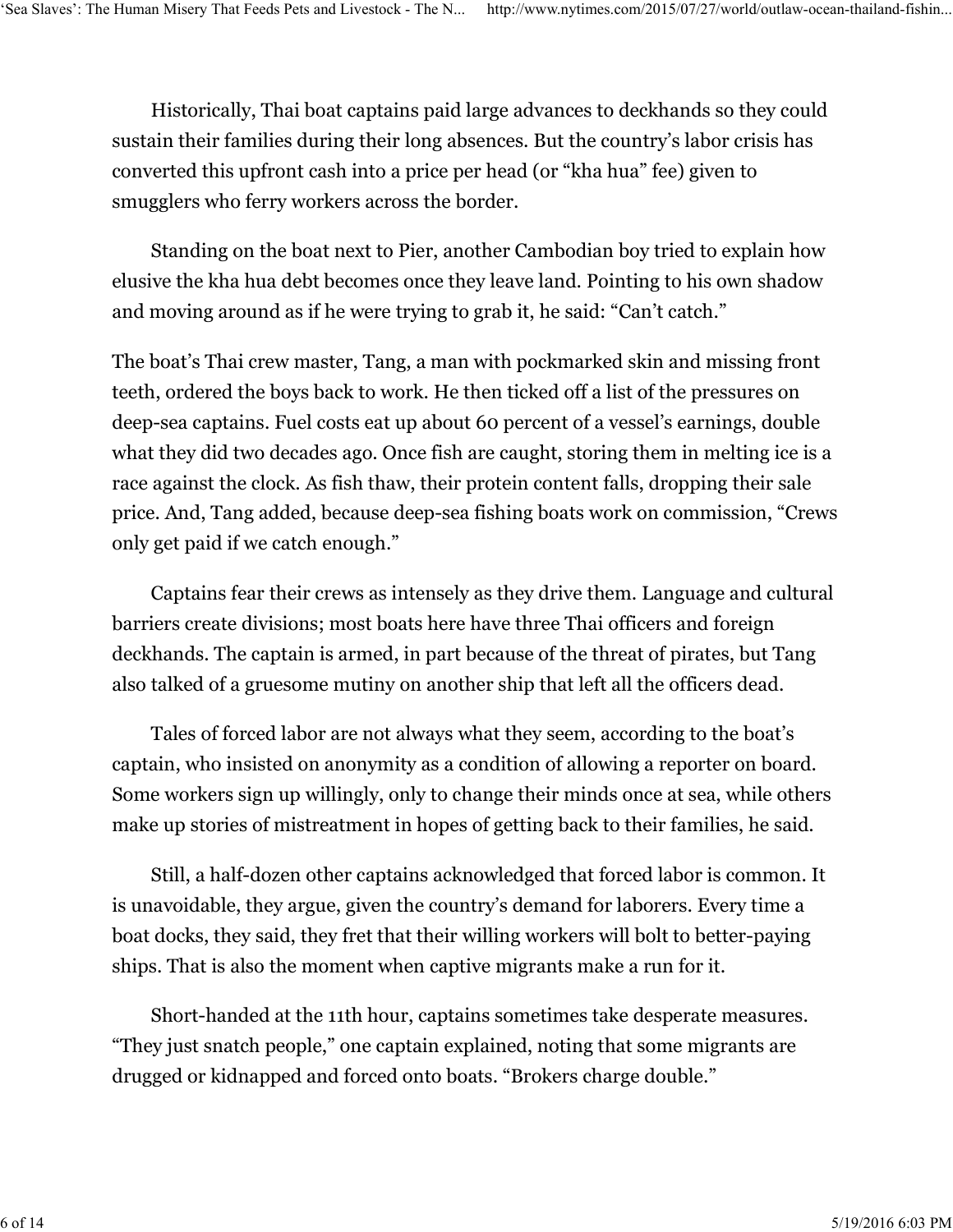Historically, Thai boat captains paid large advances to deckhands so they could sustain their families during their long absences. But the country's labor crisis has converted this upfront cash into a price per head (or "kha hua" fee) given to smugglers who ferry workers across the border.

Standing on the boat next to Pier, another Cambodian boy tried to explain how elusive the kha hua debt becomes once they leave land. Pointing to his own shadow and moving around as if he were trying to grab it, he said: "Can't catch."

The boat's Thai crew master, Tang, a man with pockmarked skin and missing front teeth, ordered the boys back to work. He then ticked off a list of the pressures on deep-sea captains. Fuel costs eat up about 60 percent of a vessel's earnings, double what they did two decades ago. Once fish are caught, storing them in melting ice is a race against the clock. As fish thaw, their protein content falls, dropping their sale price. And, Tang added, because deep-sea fishing boats work on commission, "Crews only get paid if we catch enough."

Captains fear their crews as intensely as they drive them. Language and cultural barriers create divisions; most boats here have three Thai officers and foreign deckhands. The captain is armed, in part because of the threat of pirates, but Tang also talked of a gruesome mutiny on another ship that left all the officers dead.

Tales of forced labor are not always what they seem, according to the boat's captain, who insisted on anonymity as a condition of allowing a reporter on board. Some workers sign up willingly, only to change their minds once at sea, while others make up stories of mistreatment in hopes of getting back to their families, he said.

Still, a half-dozen other captains acknowledged that forced labor is common. It is unavoidable, they argue, given the country's demand for laborers. Every time a boat docks, they said, they fret that their willing workers will bolt to better-paying ships. That is also the moment when captive migrants make a run for it.

Short-handed at the 11th hour, captains sometimes take desperate measures. "They just snatch people," one captain explained, noting that some migrants are drugged or kidnapped and forced onto boats. "Brokers charge double."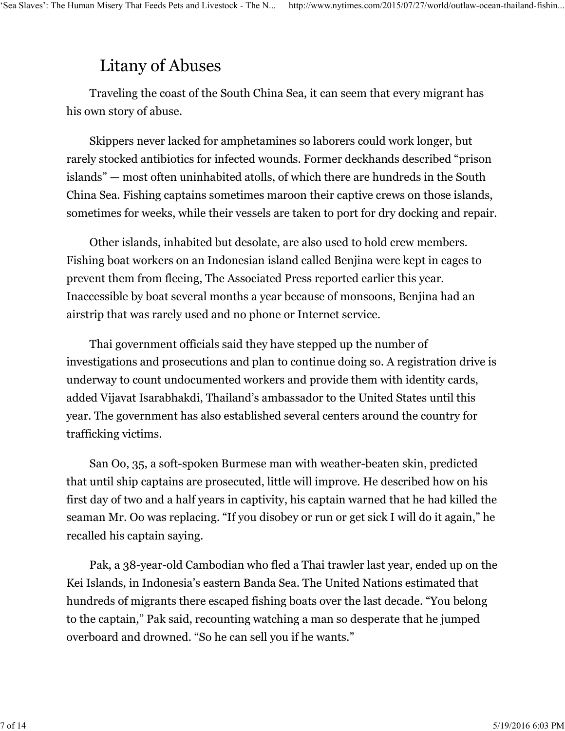## Litany of Abuses

Traveling the coast of the South China Sea, it can seem that every migrant has his own story of abuse.

Skippers never lacked for amphetamines so laborers could work longer, but rarely stocked antibiotics for infected wounds. Former deckhands described "prison islands" — most often uninhabited atolls, of which there are hundreds in the South China Sea. Fishing captains sometimes maroon their captive crews on those islands, sometimes for weeks, while their vessels are taken to port for dry docking and repair.

Other islands, inhabited but desolate, are also used to hold crew members. Fishing boat workers on an Indonesian island called Benjina were kept in cages to prevent them from fleeing, The Associated Press reported earlier this year. Inaccessible by boat several months a year because of monsoons, Benjina had an airstrip that was rarely used and no phone or Internet service.

Thai government officials said they have stepped up the number of investigations and prosecutions and plan to continue doing so. A registration drive is underway to count undocumented workers and provide them with identity cards, added Vijavat Isarabhakdi, Thailand's ambassador to the United States until this year. The government has also established several centers around the country for trafficking victims.

San Oo, 35, a soft-spoken Burmese man with weather-beaten skin, predicted that until ship captains are prosecuted, little will improve. He described how on his first day of two and a half years in captivity, his captain warned that he had killed the seaman Mr. Oo was replacing. "If you disobey or run or get sick I will do it again," he recalled his captain saying.

Pak, a 38-year-old Cambodian who fled a Thai trawler last year, ended up on the Kei Islands, in Indonesia's eastern Banda Sea. The United Nations estimated that hundreds of migrants there escaped fishing boats over the last decade. "You belong to the captain," Pak said, recounting watching a man so desperate that he jumped overboard and drowned. "So he can sell you if he wants."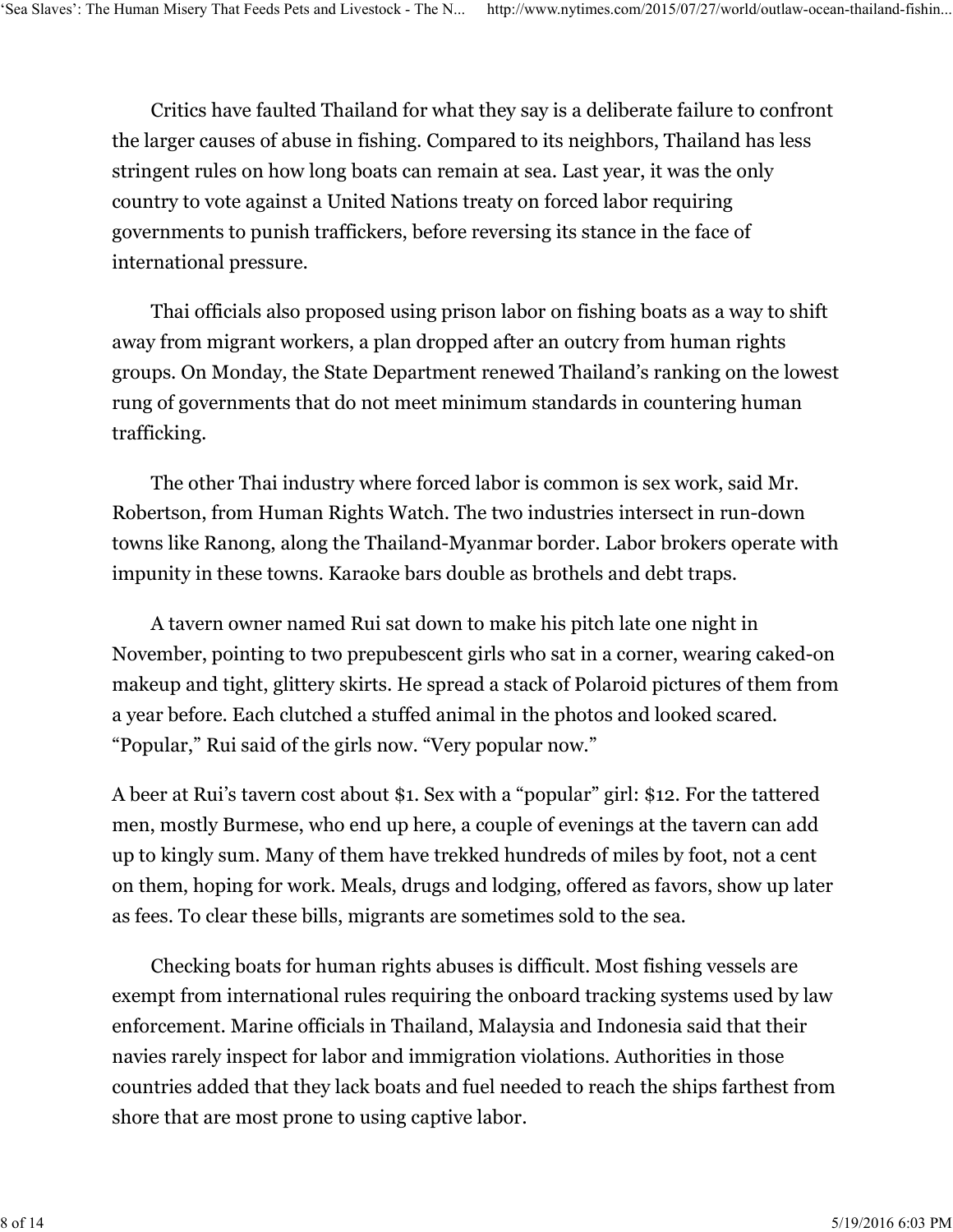Critics have faulted Thailand for what they say is a deliberate failure to confront the larger causes of abuse in fishing. Compared to its neighbors, Thailand has less stringent rules on how long boats can remain at sea. Last year, it was the only country to vote against a United Nations treaty on forced labor requiring governments to punish traffickers, before reversing its stance in the face of international pressure.

Thai officials also proposed using prison labor on fishing boats as a way to shift away from migrant workers, a plan dropped after an outcry from human rights groups. On Monday, the State Department renewed Thailand's ranking on the lowest rung of governments that do not meet minimum standards in countering human trafficking.

The other Thai industry where forced labor is common is sex work, said Mr. Robertson, from Human Rights Watch. The two industries intersect in run-down towns like Ranong, along the Thailand-Myanmar border. Labor brokers operate with impunity in these towns. Karaoke bars double as brothels and debt traps.

A tavern owner named Rui sat down to make his pitch late one night in November, pointing to two prepubescent girls who sat in a corner, wearing caked-on makeup and tight, glittery skirts. He spread a stack of Polaroid pictures of them from a year before. Each clutched a stuffed animal in the photos and looked scared. "Popular," Rui said of the girls now. "Very popular now."

A beer at Rui's tavern cost about $1. Sex with a "popular" girl: $12. For the tattered men, mostly Burmese, who end up here, a couple of evenings at the tavern can add up to kingly sum. Many of them have trekked hundreds of miles by foot, not a cent on them, hoping for work. Meals, drugs and lodging, offered as favors, show up later as fees. To clear these bills, migrants are sometimes sold to the sea.

Checking boats for human rights abuses is difficult. Most fishing vessels are exempt from international rules requiring the onboard tracking systems used by law enforcement. Marine officials in Thailand, Malaysia and Indonesia said that their navies rarely inspect for labor and immigration violations. Authorities in those countries added that they lack boats and fuel needed to reach the ships farthest from shore that are most prone to using captive labor.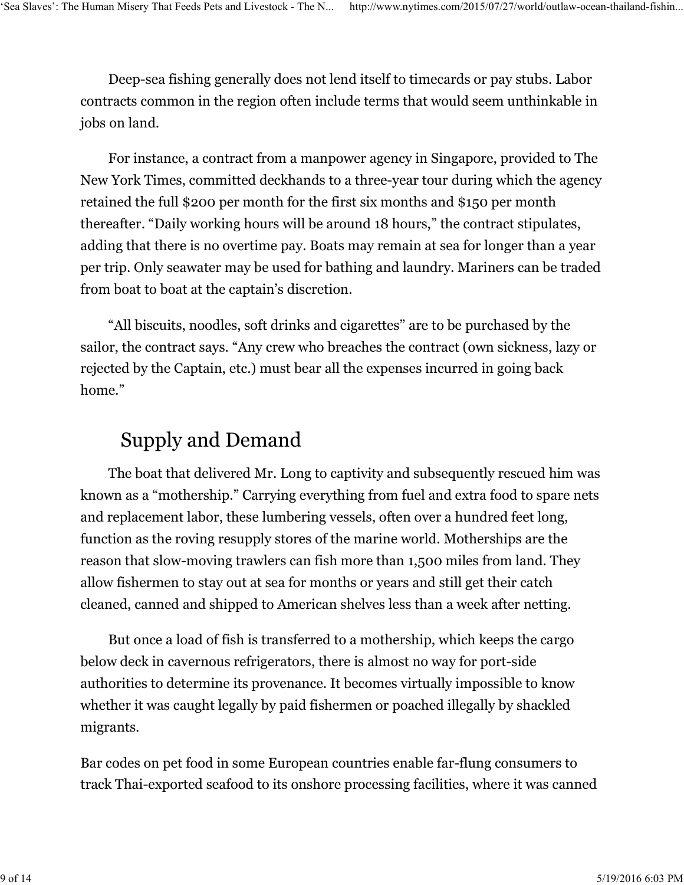Deep-sea fishing generally does not lend itself to timecards or pay stubs. Labor contracts common in the region often include terms that would seem unthinkable in jobs on land.

For instance, a contract from a manpower agency in Singapore, provided to The New York Times, committed deckhands to a three-year tour during which the agency retained the full $200 per month for the first six months and $150 per month thereafter. “Daily working hours will be around 18 hours,” the contract stipulates, adding that there is no overtime pay. Boats may remain at sea for longer than a year per trip. Only seawater may be used for bathing and laundry. Mariners can be traded from boat to boat at the captain’s discretion.

“All biscuits, noodles, soft drinks and cigarettes” are to be purchased by the sailor, the contract says. “Any crew who breaches the contract (own sickness, lazy or rejected by the Captain, etc.) must bear all the expenses incurred in going back home.”

## Supply and Demand

The boat that delivered Mr. Long to captivity and subsequently rescued him was known as a “mothership.” Carrying everything from fuel and extra food to spare nets and replacement labor, these lumbering vessels, often over a hundred feet long, function as the roving resupply stores of the marine world. Motherships are the reason that slow-moving trawlers can fish more than 1,500 miles from land. They allow fishermen to stay out at sea for months or years and still get their catch cleaned, canned and shipped to American shelves less than a week after netting.

But once a load of fish is transferred to a mothership, which keeps the cargo below deck in cavernous refrigerators, there is almost no way for port-side authorities to determine its provenance. It becomes virtually impossible to know whether it was caught legally by paid fishermen or poached illegally by shackled migrants.

Bar codes on pet food in some European countries enable far-flung consumers to track Thai-exported seafood to its onshore processing facilities, where it was canned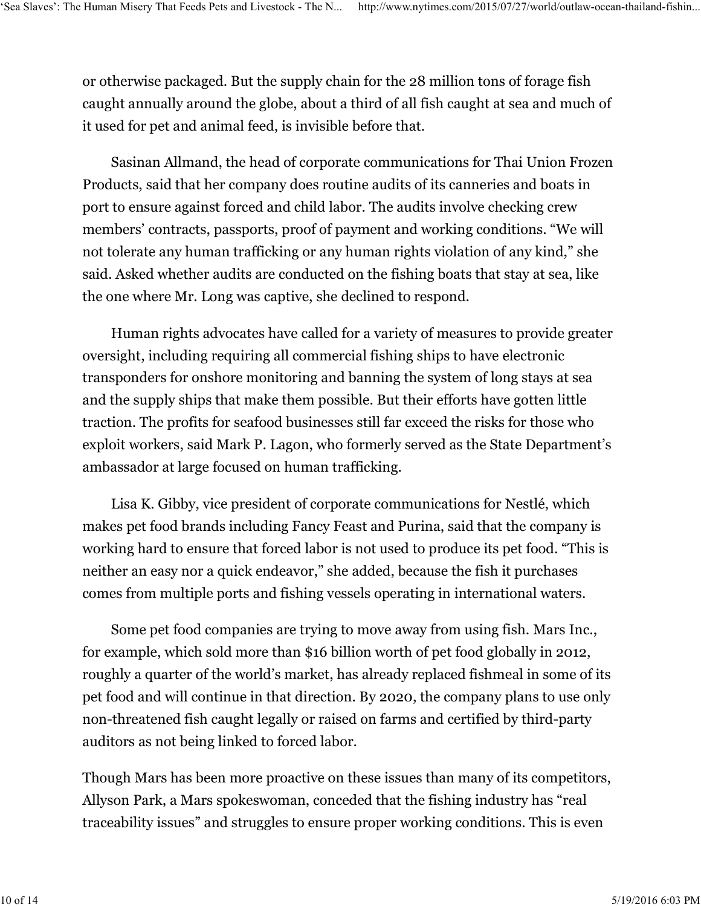or otherwise packaged. But the supply chain for the 28 million tons of forage fish caught annually around the globe, about a third of all fish caught at sea and much of it used for pet and animal feed, is invisible before that.

Sasinan Allmand, the head of corporate communications for Thai Union Frozen Products, said that her company does routine audits of its canneries and boats in port to ensure against forced and child labor. The audits involve checking crew members' contracts, passports, proof of payment and working conditions. "We will not tolerate any human trafficking or any human rights violation of any kind," she said. Asked whether audits are conducted on the fishing boats that stay at sea, like the one where Mr. Long was captive, she declined to respond.

Human rights advocates have called for a variety of measures to provide greater oversight, including requiring all commercial fishing ships to have electronic transponders for onshore monitoring and banning the system of long stays at sea and the supply ships that make them possible. But their efforts have gotten little traction. The profits for seafood businesses still far exceed the risks for those who exploit workers, said Mark P. Lagon, who formerly served as the State Department's ambassador at large focused on human trafficking.

Lisa K. Gibby, vice president of corporate communications for Nestlé, which makes pet food brands including Fancy Feast and Purina, said that the company is working hard to ensure that forced labor is not used to produce its pet food. "This is neither an easy nor a quick endeavor," she added, because the fish it purchases comes from multiple ports and fishing vessels operating in international waters.

Some pet food companies are trying to move away from using fish. Mars Inc., for example, which sold more than $16 billion worth of pet food globally in 2012, roughly a quarter of the world's market, has already replaced fishmeal in some of its pet food and will continue in that direction. By 2020, the company plans to use only non-threatened fish caught legally or raised on farms and certified by third-party auditors as not being linked to forced labor.

Though Mars has been more proactive on these issues than many of its competitors, Allyson Park, a Mars spokeswoman, conceded that the fishing industry has "real traceability issues" and struggles to ensure proper working conditions. This is even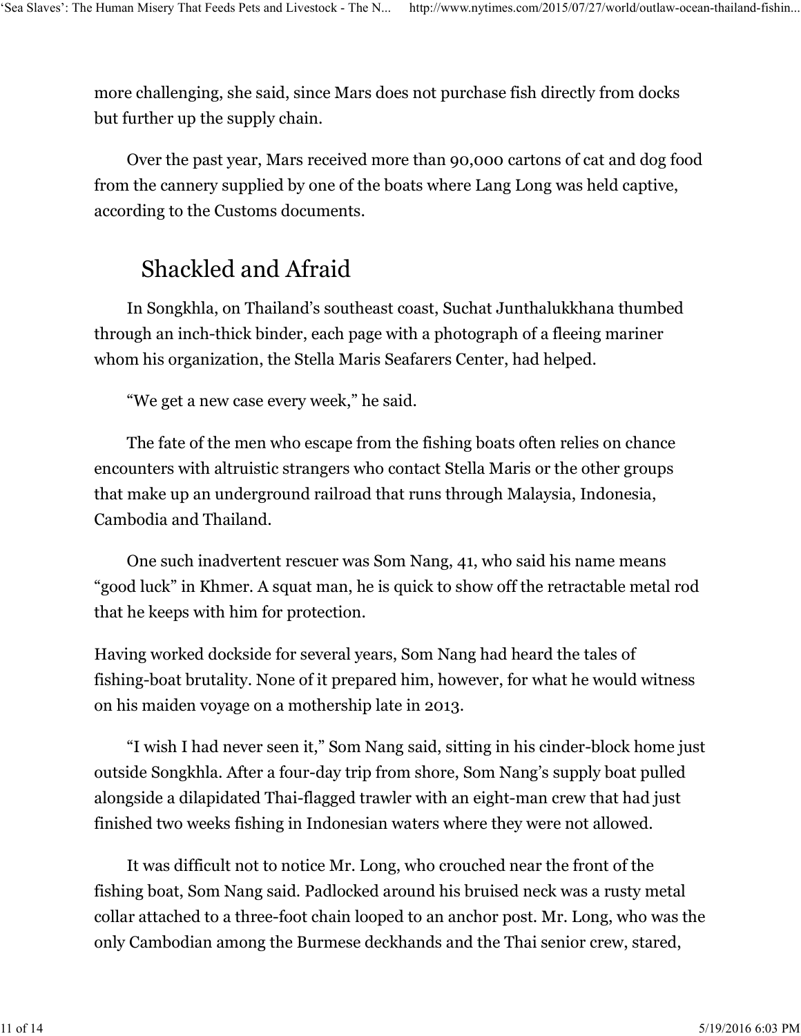more challenging, she said, since Mars does not purchase fish directly from docks but further up the supply chain.

Over the past year, Mars received more than 90,000 cartons of cat and dog food from the cannery supplied by one of the boats where Lang Long was held captive, according to the Customs documents.

## Shackled and Afraid

In Songkhla, on Thailand's southeast coast, Suchat Junthalukkhana thumbed through an inch-thick binder, each page with a photograph of a fleeing mariner whom his organization, the Stella Maris Seafarers Center, had helped.

"We get a new case every week," he said.

The fate of the men who escape from the fishing boats often relies on chance encounters with altruistic strangers who contact Stella Maris or the other groups that make up an underground railroad that runs through Malaysia, Indonesia, Cambodia and Thailand.

One such inadvertent rescuer was Som Nang, 41, who said his name means "good luck" in Khmer. A squat man, he is quick to show off the retractable metal rod that he keeps with him for protection.

Having worked dockside for several years, Som Nang had heard the tales of fishing-boat brutality. None of it prepared him, however, for what he would witness on his maiden voyage on a mothership late in 2013.

"I wish I had never seen it," Som Nang said, sitting in his cinder-block home just outside Songkhla. After a four-day trip from shore, Som Nang's supply boat pulled alongside a dilapidated Thai-flagged trawler with an eight-man crew that had just finished two weeks fishing in Indonesian waters where they were not allowed.

It was difficult not to notice Mr. Long, who crouched near the front of the fishing boat, Som Nang said. Padlocked around his bruised neck was a rusty metal collar attached to a three-foot chain looped to an anchor post. Mr. Long, who was the only Cambodian among the Burmese deckhands and the Thai senior crew, stared,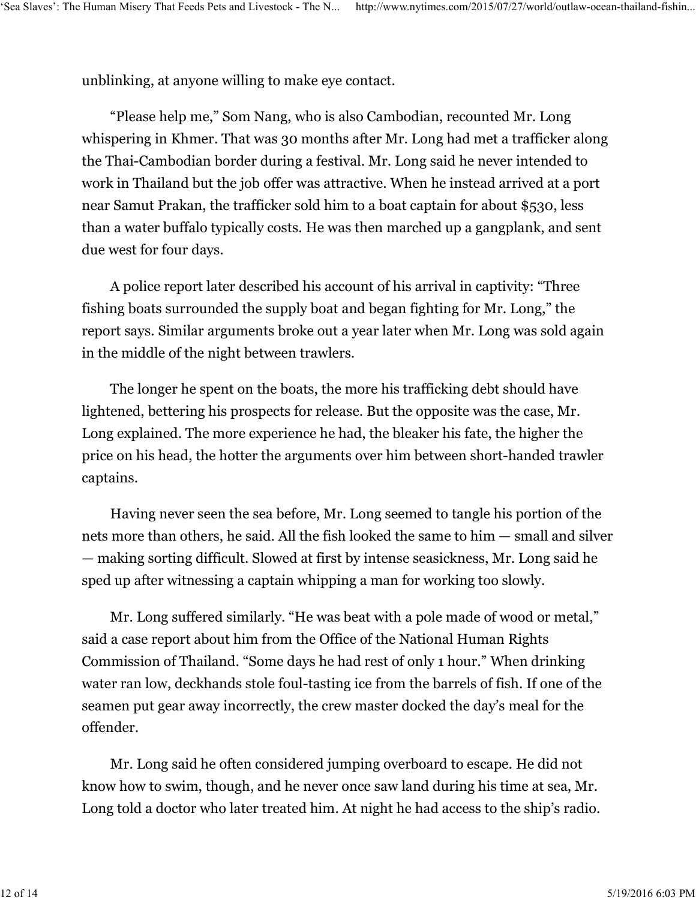unblinking, at anyone willing to make eye contact.

"Please help me," Som Nang, who is also Cambodian, recounted Mr. Long whispering in Khmer. That was 30 months after Mr. Long had met a trafficker along the Thai-Cambodian border during a festival. Mr. Long said he never intended to work in Thailand but the job offer was attractive. When he instead arrived at a port near Samut Prakan, the trafficker sold him to a boat captain for about $530, less than a water buffalo typically costs. He was then marched up a gangplank, and sent due west for four days.

A police report later described his account of his arrival in captivity: "Three fishing boats surrounded the supply boat and began fighting for Mr. Long," the report says. Similar arguments broke out a year later when Mr. Long was sold again in the middle of the night between trawlers.

The longer he spent on the boats, the more his trafficking debt should have lightened, bettering his prospects for release. But the opposite was the case, Mr. Long explained. The more experience he had, the bleaker his fate, the higher the price on his head, the hotter the arguments over him between short-handed trawler captains.

Having never seen the sea before, Mr. Long seemed to tangle his portion of the nets more than others, he said. All the fish looked the same to him — small and silver — making sorting difficult. Slowed at first by intense seasickness, Mr. Long said he sped up after witnessing a captain whipping a man for working too slowly.

Mr. Long suffered similarly. "He was beat with a pole made of wood or metal," said a case report about him from the Office of the National Human Rights Commission of Thailand. "Some days he had rest of only 1 hour." When drinking water ran low, deckhands stole foul-tasting ice from the barrels of fish. If one of the seamen put gear away incorrectly, the crew master docked the day's meal for the offender.

Mr. Long said he often considered jumping overboard to escape. He did not know how to swim, though, and he never once saw land during his time at sea, Mr. Long told a doctor who later treated him. At night he had access to the ship's radio.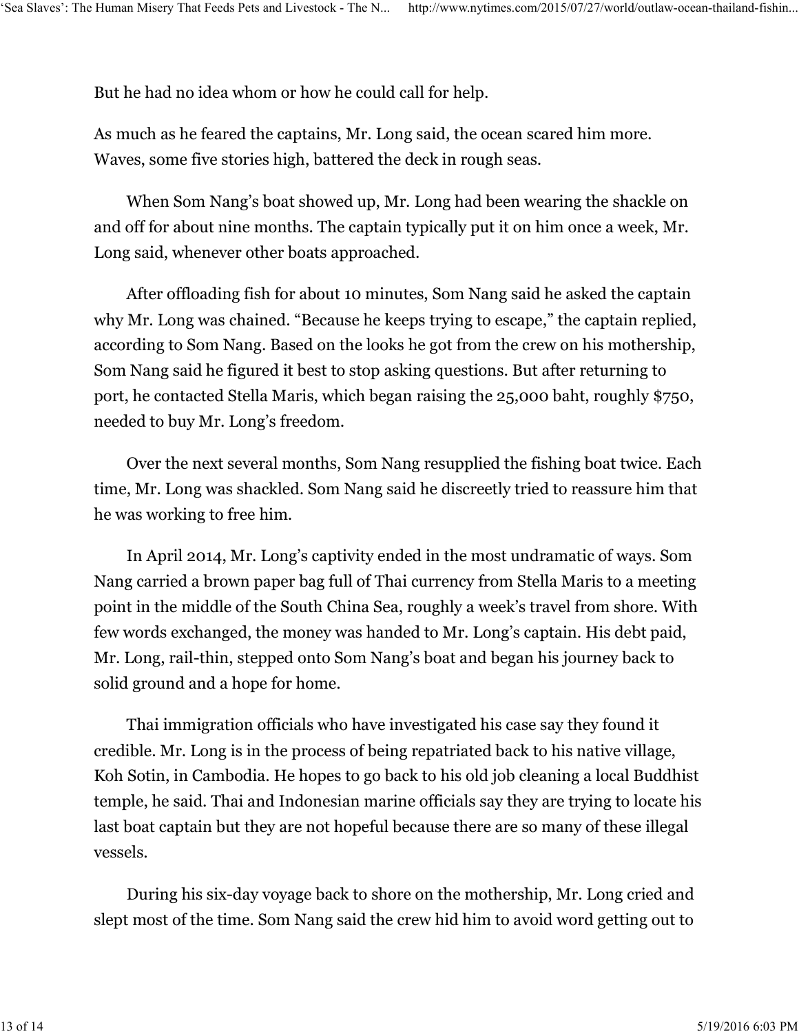But he had no idea whom or how he could call for help.

As much as he feared the captains, Mr. Long said, the ocean scared him more. Waves, some five stories high, battered the deck in rough seas.

When Som Nang's boat showed up, Mr. Long had been wearing the shackle on and off for about nine months. The captain typically put it on him once a week, Mr. Long said, whenever other boats approached.

After offloading fish for about 10 minutes, Som Nang said he asked the captain why Mr. Long was chained. "Because he keeps trying to escape," the captain replied, according to Som Nang. Based on the looks he got from the crew on his mothership, Som Nang said he figured it best to stop asking questions. But after returning to port, he contacted Stella Maris, which began raising the 25,000 baht, roughly $750, needed to buy Mr. Long's freedom.

Over the next several months, Som Nang resupplied the fishing boat twice. Each time, Mr. Long was shackled. Som Nang said he discreetly tried to reassure him that he was working to free him.

In April 2014, Mr. Long's captivity ended in the most undramatic of ways. Som Nang carried a brown paper bag full of Thai currency from Stella Maris to a meeting point in the middle of the South China Sea, roughly a week's travel from shore. With few words exchanged, the money was handed to Mr. Long's captain. His debt paid, Mr. Long, rail-thin, stepped onto Som Nang's boat and began his journey back to solid ground and a hope for home.

Thai immigration officials who have investigated his case say they found it credible. Mr. Long is in the process of being repatriated back to his native village, Koh Sotin, in Cambodia. He hopes to go back to his old job cleaning a local Buddhist temple, he said. Thai and Indonesian marine officials say they are trying to locate his last boat captain but they are not hopeful because there are so many of these illegal vessels.

During his six-day voyage back to shore on the mothership, Mr. Long cried and slept most of the time. Som Nang said the crew hid him to avoid word getting out to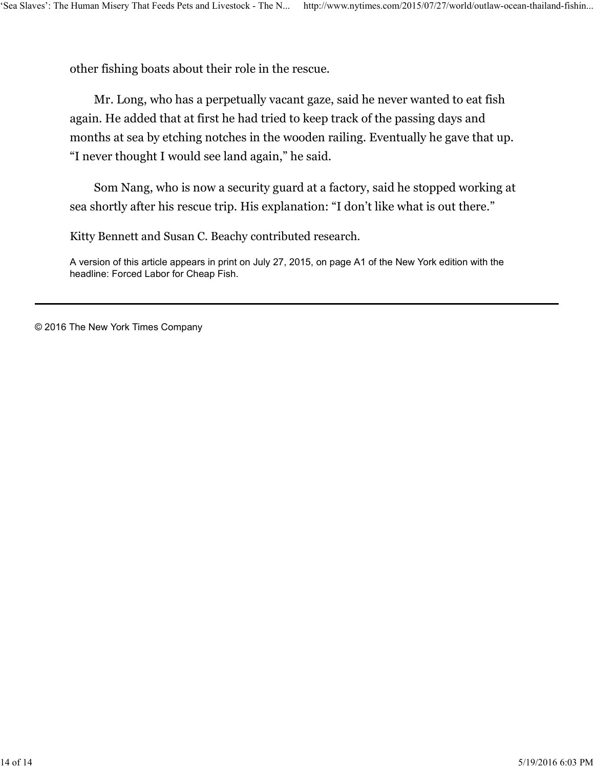other fishing boats about their role in the rescue.

Mr. Long, who has a perpetually vacant gaze, said he never wanted to eat fish again. He added that at first he had tried to keep track of the passing days and months at sea by etching notches in the wooden railing. Eventually he gave that up. “I never thought I would see land again,” he said.

Som Nang, who is now a security guard at a factory, said he stopped working at sea shortly after his rescue trip. His explanation: “I don’t like what is out there.”

Kitty Bennett and Susan C. Beachy contributed research.

A version of this article appears in print on July 27, 2015, on page A1 of the New York edition with the headline: Forced Labor for Cheap Fish.

---

© 2016 The New York Times Company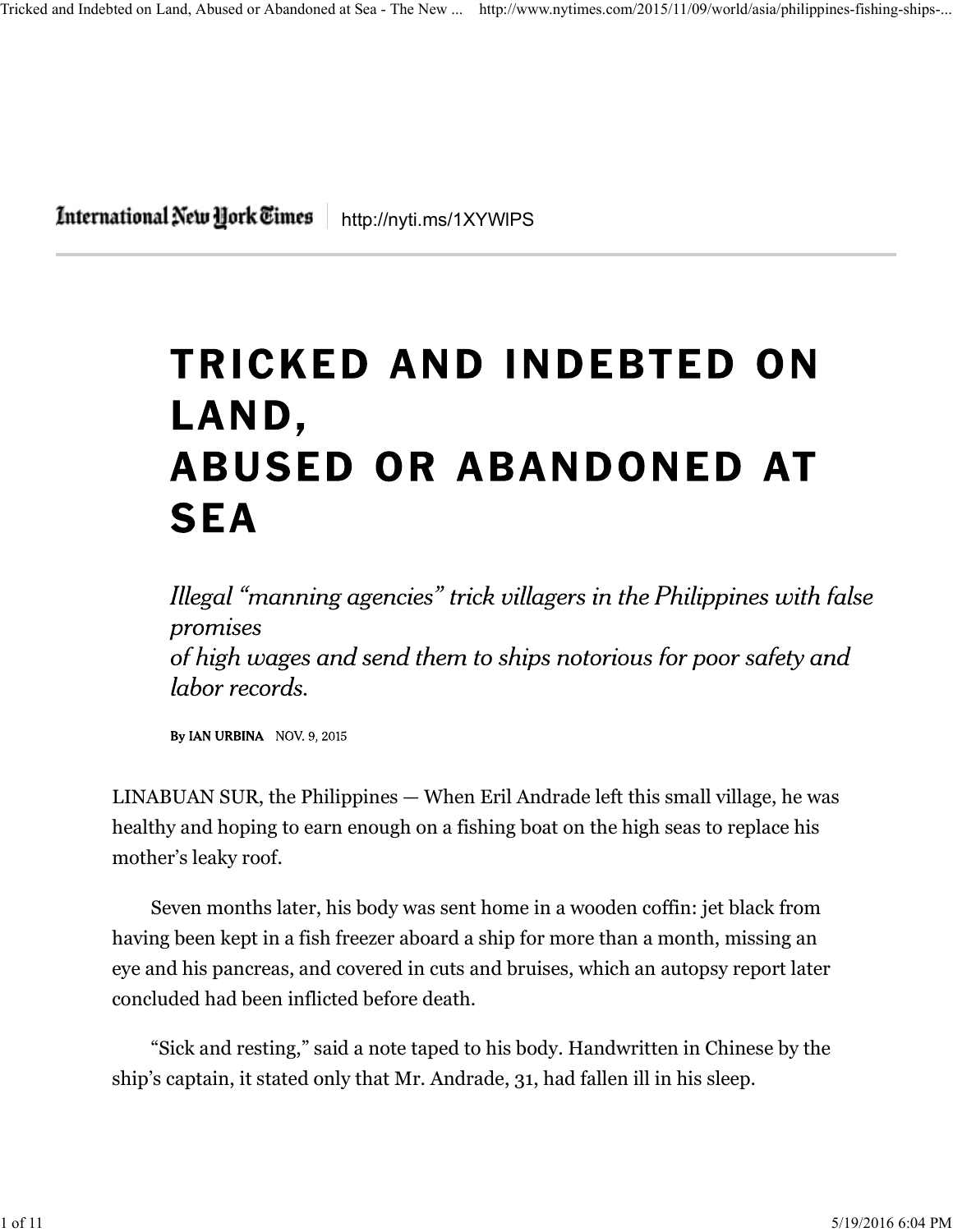International New York Times http://nyti.ms/1XYWlPS

# TRICKED AND INDEBTED ON LAND, ABUSED OR ABANDONED AT SEA

*Illegal "manning agencies" trick villagers in the Philippines with false promises of high wages and send them to ships notorious for poor safety and labor records.*

By IAN URBINA NOV. 9, 2015

LINABUAN SUR, the Philippines — When Eril Andrade left this small village, he was healthy and hoping to earn enough on a fishing boat on the high seas to replace his mother's leaky roof.

Seven months later, his body was sent home in a wooden coffin: jet black from having been kept in a fish freezer aboard a ship for more than a month, missing an eye and his pancreas, and covered in cuts and bruises, which an autopsy report later concluded had been inflicted before death.

"Sick and resting," said a note taped to his body. Handwritten in Chinese by the ship's captain, it stated only that Mr. Andrade, 31, had fallen ill in his sleep.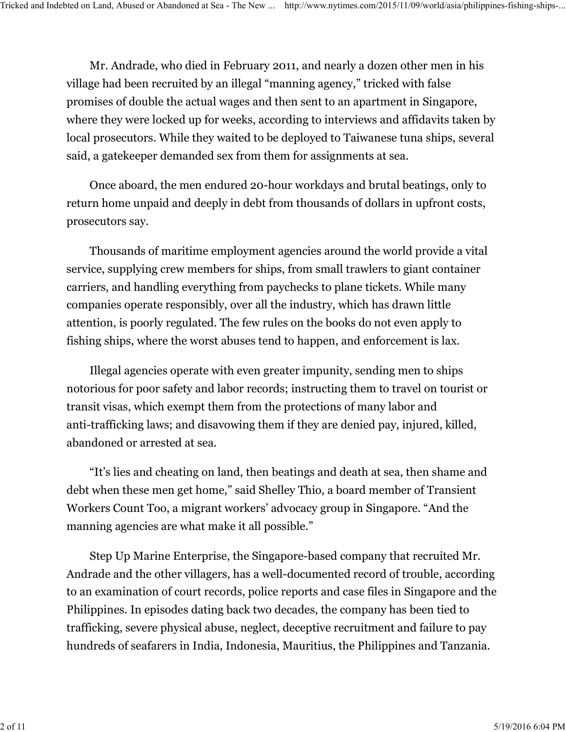Mr. Andrade, who died in February 2011, and nearly a dozen other men in his village had been recruited by an illegal "manning agency," tricked with false promises of double the actual wages and then sent to an apartment in Singapore, where they were locked up for weeks, according to interviews and affidavits taken by local prosecutors. While they waited to be deployed to Taiwanese tuna ships, several said, a gatekeeper demanded sex from them for assignments at sea.

Once aboard, the men endured 20-hour workdays and brutal beatings, only to return home unpaid and deeply in debt from thousands of dollars in upfront costs, prosecutors say.

Thousands of maritime employment agencies around the world provide a vital service, supplying crew members for ships, from small trawlers to giant container carriers, and handling everything from paychecks to plane tickets. While many companies operate responsibly, over all the industry, which has drawn little attention, is poorly regulated. The few rules on the books do not even apply to fishing ships, where the worst abuses tend to happen, and enforcement is lax.

Illegal agencies operate with even greater impunity, sending men to ships notorious for poor safety and labor records; instructing them to travel on tourist or transit visas, which exempt them from the protections of many labor and anti-trafficking laws; and disavowing them if they are denied pay, injured, killed, abandoned or arrested at sea.

"It's lies and cheating on land, then beatings and death at sea, then shame and debt when these men get home," said Shelley Thio, a board member of Transient Workers Count Too, a migrant workers' advocacy group in Singapore. "And the manning agencies are what make it all possible."

Step Up Marine Enterprise, the Singapore-based company that recruited Mr. Andrade and the other villagers, has a well-documented record of trouble, according to an examination of court records, police reports and case files in Singapore and the Philippines. In episodes dating back two decades, the company has been tied to trafficking, severe physical abuse, neglect, deceptive recruitment and failure to pay hundreds of seafarers in India, Indonesia, Mauritius, the Philippines and Tanzania.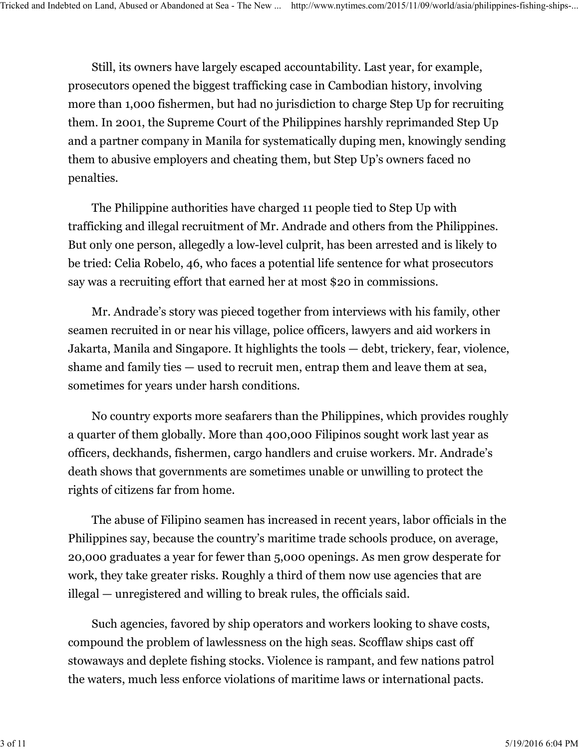Still, its owners have largely escaped accountability. Last year, for example, prosecutors opened the biggest trafficking case in Cambodian history, involving more than 1,000 fishermen, but had no jurisdiction to charge Step Up for recruiting them. In 2001, the Supreme Court of the Philippines harshly reprimanded Step Up and a partner company in Manila for systematically duping men, knowingly sending them to abusive employers and cheating them, but Step Up's owners faced no penalties.

The Philippine authorities have charged 11 people tied to Step Up with trafficking and illegal recruitment of Mr. Andrade and others from the Philippines. But only one person, allegedly a low-level culprit, has been arrested and is likely to be tried: Celia Robelo, 46, who faces a potential life sentence for what prosecutors say was a recruiting effort that earned her at most $20 in commissions.

Mr. Andrade's story was pieced together from interviews with his family, other seamen recruited in or near his village, police officers, lawyers and aid workers in Jakarta, Manila and Singapore. It highlights the tools — debt, trickery, fear, violence, shame and family ties — used to recruit men, entrap them and leave them at sea, sometimes for years under harsh conditions.

No country exports more seafarers than the Philippines, which provides roughly a quarter of them globally. More than 400,000 Filipinos sought work last year as officers, deckhands, fishermen, cargo handlers and cruise workers. Mr. Andrade's death shows that governments are sometimes unable or unwilling to protect the rights of citizens far from home.

The abuse of Filipino seamen has increased in recent years, labor officials in the Philippines say, because the country's maritime trade schools produce, on average, 20,000 graduates a year for fewer than 5,000 openings. As men grow desperate for work, they take greater risks. Roughly a third of them now use agencies that are illegal — unregistered and willing to break rules, the officials said.

Such agencies, favored by ship operators and workers looking to shave costs, compound the problem of lawlessness on the high seas. Scofflaw ships cast off stowaways and deplete fishing stocks. Violence is rampant, and few nations patrol the waters, much less enforce violations of maritime laws or international pacts.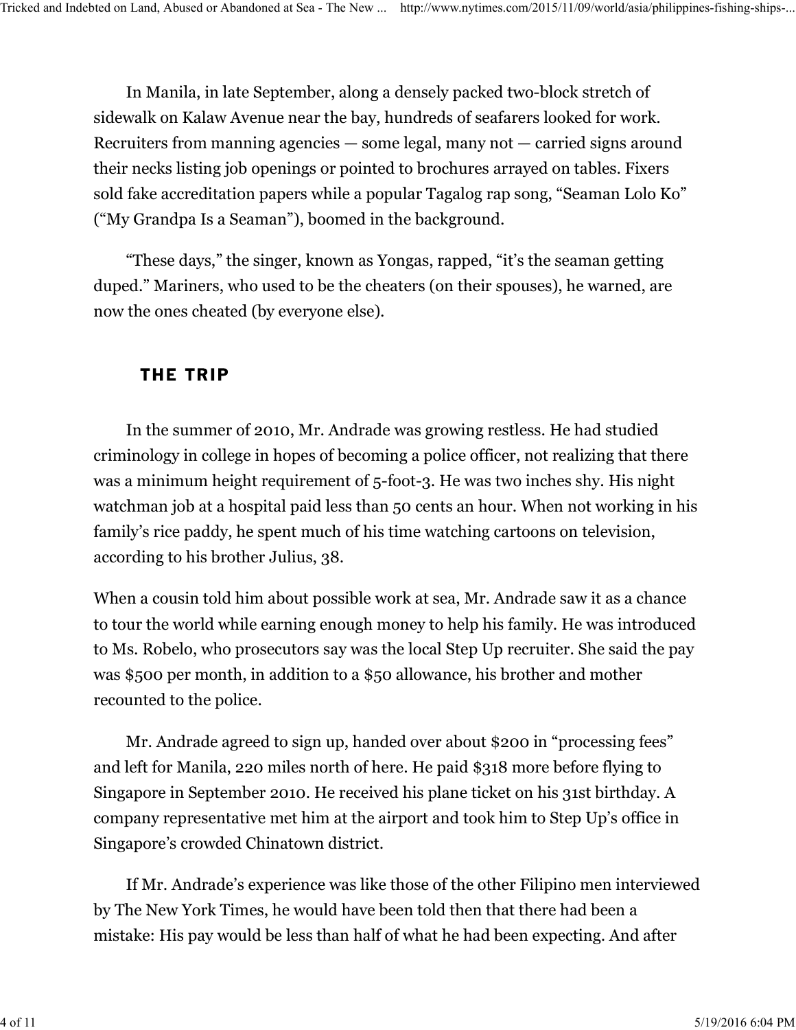In Manila, in late September, along a densely packed two-block stretch of sidewalk on Kalaw Avenue near the bay, hundreds of seafarers looked for work. Recruiters from manning agencies — some legal, many not — carried signs around their necks listing job openings or pointed to brochures arrayed on tables. Fixers sold fake accreditation papers while a popular Tagalog rap song, "Seaman Lolo Ko" ("My Grandpa Is a Seaman"), boomed in the background.

"These days," the singer, known as Yongas, rapped, "it's the seaman getting duped." Mariners, who used to be the cheaters (on their spouses), he warned, are now the ones cheated (by everyone else).

## THE TRIP

In the summer of 2010, Mr. Andrade was growing restless. He had studied criminology in college in hopes of becoming a police officer, not realizing that there was a minimum height requirement of 5-foot-3. He was two inches shy. His night watchman job at a hospital paid less than 50 cents an hour. When not working in his family's rice paddy, he spent much of his time watching cartoons on television, according to his brother Julius, 38.

When a cousin told him about possible work at sea, Mr. Andrade saw it as a chance to tour the world while earning enough money to help his family. He was introduced to Ms. Robelo, who prosecutors say was the local Step Up recruiter. She said the pay was $500 per month, in addition to a $50 allowance, his brother and mother recounted to the police.

Mr. Andrade agreed to sign up, handed over about $200 in "processing fees" and left for Manila, 220 miles north of here. He paid $318 more before flying to Singapore in September 2010. He received his plane ticket on his 31st birthday. A company representative met him at the airport and took him to Step Up's office in Singapore's crowded Chinatown district.

If Mr. Andrade's experience was like those of the other Filipino men interviewed by The New York Times, he would have been told then that there had been a mistake: His pay would be less than half of what he had been expecting. And after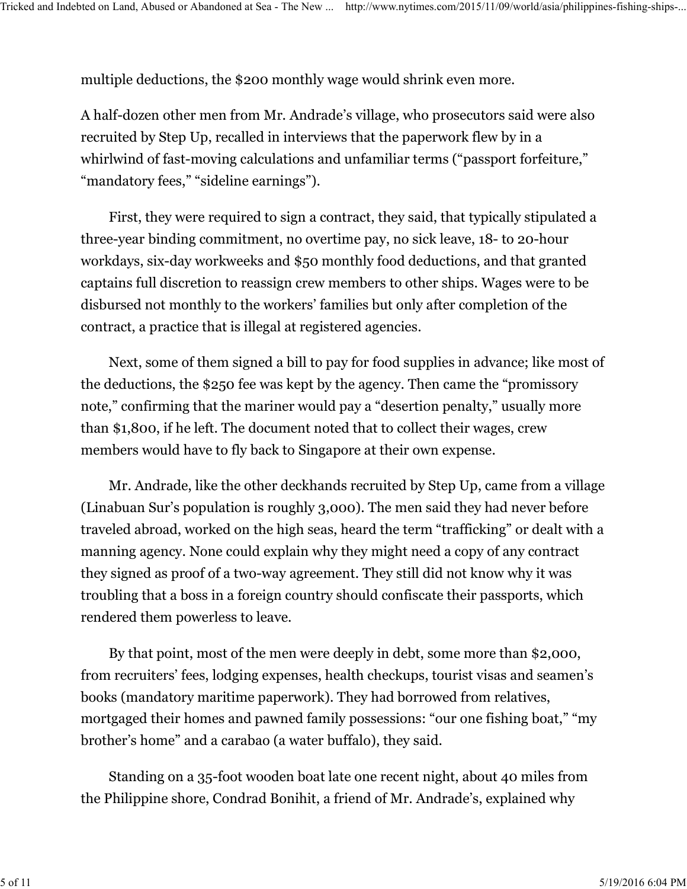multiple deductions, the $200 monthly wage would shrink even more.

A half-dozen other men from Mr. Andrade's village, who prosecutors said were also recruited by Step Up, recalled in interviews that the paperwork flew by in a whirlwind of fast-moving calculations and unfamiliar terms ("passport forfeiture," "mandatory fees," "sideline earnings").

First, they were required to sign a contract, they said, that typically stipulated a three-year binding commitment, no overtime pay, no sick leave, 18- to 20-hour workdays, six-day workweeks and $50 monthly food deductions, and that granted captains full discretion to reassign crew members to other ships. Wages were to be disbursed not monthly to the workers' families but only after completion of the contract, a practice that is illegal at registered agencies.

Next, some of them signed a bill to pay for food supplies in advance; like most of the deductions, the $250 fee was kept by the agency. Then came the "promissory note," confirming that the mariner would pay a "desertion penalty," usually more than $1,800, if he left. The document noted that to collect their wages, crew members would have to fly back to Singapore at their own expense.

Mr. Andrade, like the other deckhands recruited by Step Up, came from a village (Linabuan Sur's population is roughly 3,000). The men said they had never before traveled abroad, worked on the high seas, heard the term "trafficking" or dealt with a manning agency. None could explain why they might need a copy of any contract they signed as proof of a two-way agreement. They still did not know why it was troubling that a boss in a foreign country should confiscate their passports, which rendered them powerless to leave.

By that point, most of the men were deeply in debt, some more than $2,000, from recruiters' fees, lodging expenses, health checkups, tourist visas and seamen's books (mandatory maritime paperwork). They had borrowed from relatives, mortgaged their homes and pawned family possessions: "our one fishing boat," "my brother's home" and a carabao (a water buffalo), they said.

Standing on a 35-foot wooden boat late one recent night, about 40 miles from the Philippine shore, Condrad Bonihit, a friend of Mr. Andrade's, explained why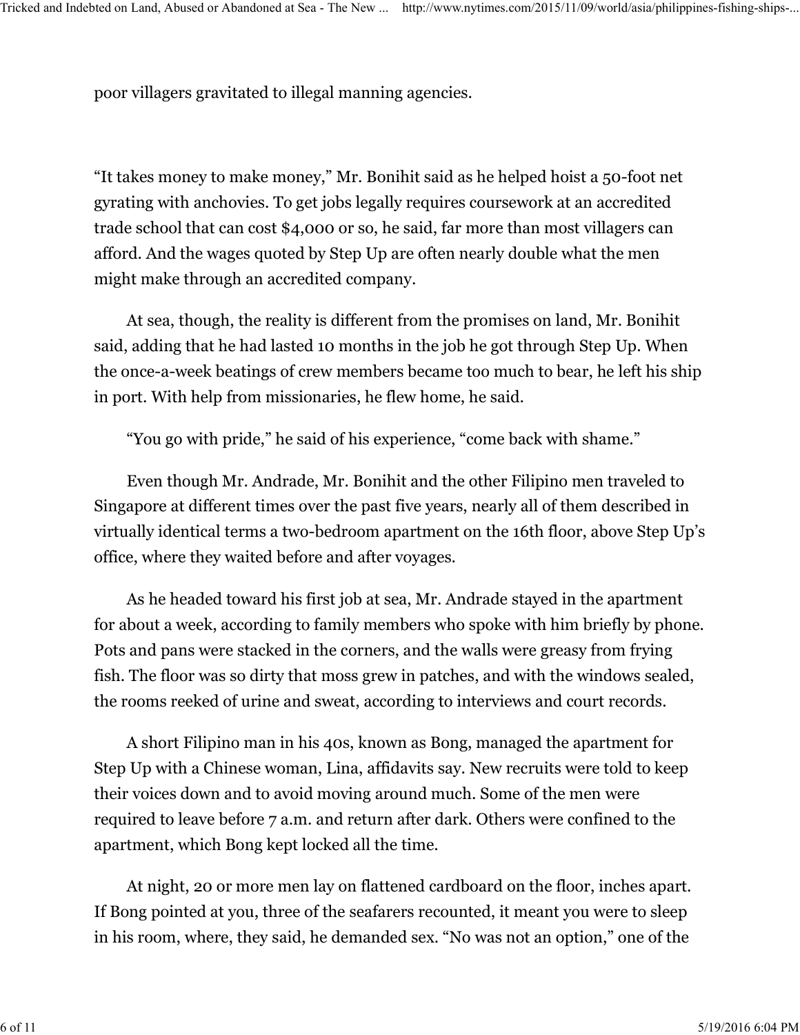poor villagers gravitated to illegal manning agencies.

"It takes money to make money," Mr. Bonihit said as he helped hoist a 50-foot net gyrating with anchovies. To get jobs legally requires coursework at an accredited trade school that can cost $4,000 or so, he said, far more than most villagers can afford. And the wages quoted by Step Up are often nearly double what the men might make through an accredited company.

At sea, though, the reality is different from the promises on land, Mr. Bonihit said, adding that he had lasted 10 months in the job he got through Step Up. When the once-a-week beatings of crew members became too much to bear, he left his ship in port. With help from missionaries, he flew home, he said.

"You go with pride," he said of his experience, "come back with shame."

Even though Mr. Andrade, Mr. Bonihit and the other Filipino men traveled to Singapore at different times over the past five years, nearly all of them described in virtually identical terms a two-bedroom apartment on the 16th floor, above Step Up's office, where they waited before and after voyages.

As he headed toward his first job at sea, Mr. Andrade stayed in the apartment for about a week, according to family members who spoke with him briefly by phone. Pots and pans were stacked in the corners, and the walls were greasy from frying fish. The floor was so dirty that moss grew in patches, and with the windows sealed, the rooms reeked of urine and sweat, according to interviews and court records.

A short Filipino man in his 40s, known as Bong, managed the apartment for Step Up with a Chinese woman, Lina, affidavits say. New recruits were told to keep their voices down and to avoid moving around much. Some of the men were required to leave before 7 a.m. and return after dark. Others were confined to the apartment, which Bong kept locked all the time.

At night, 20 or more men lay on flattened cardboard on the floor, inches apart. If Bong pointed at you, three of the seafarers recounted, it meant you were to sleep in his room, where, they said, he demanded sex. "No was not an option," one of the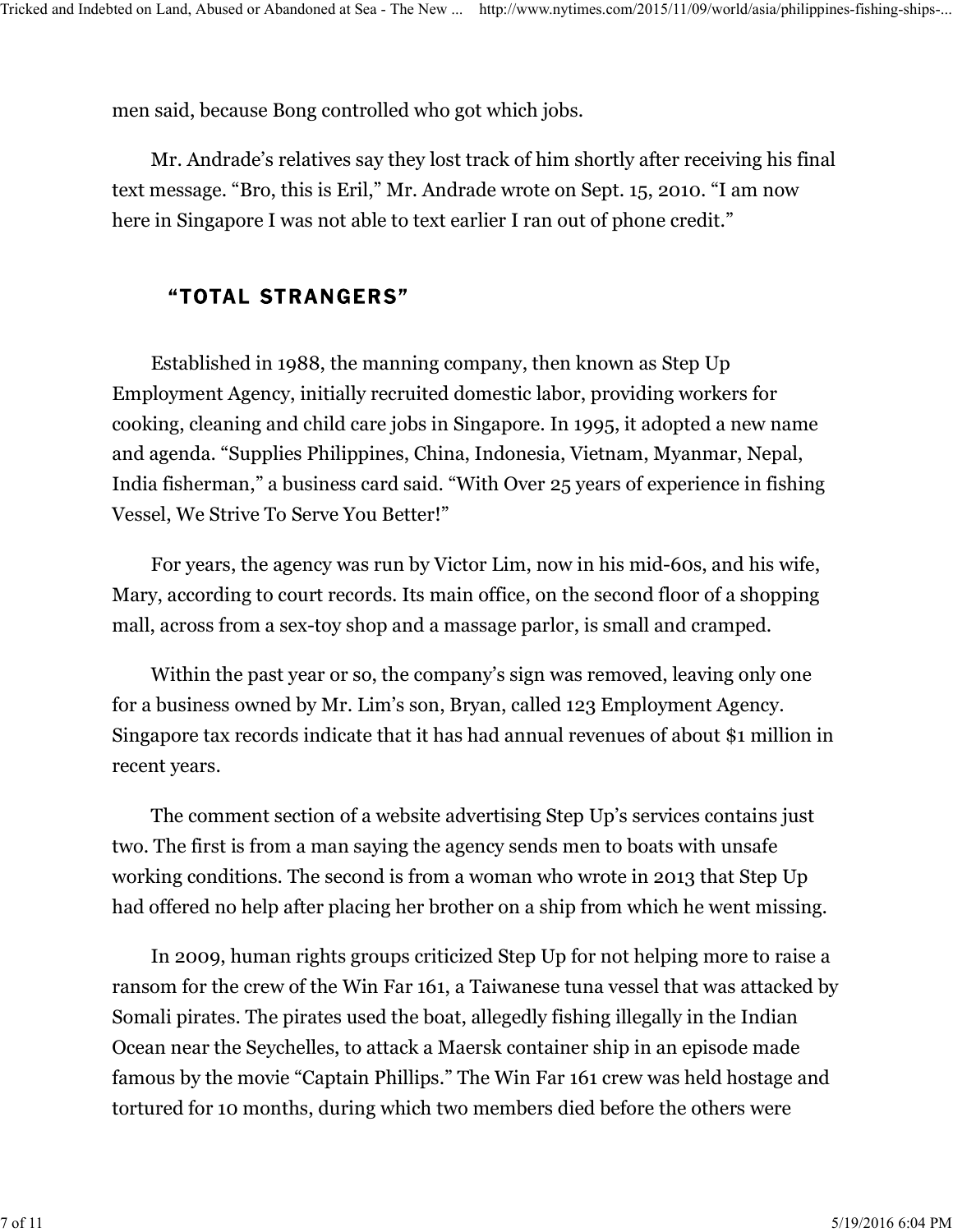men said, because Bong controlled who got which jobs.

Mr. Andrade's relatives say they lost track of him shortly after receiving his final text message. "Bro, this is Eril," Mr. Andrade wrote on Sept. 15, 2010. "I am now here in Singapore I was not able to text earlier I ran out of phone credit."

## "TOTAL STRANGERS"

Established in 1988, the manning company, then known as Step Up Employment Agency, initially recruited domestic labor, providing workers for cooking, cleaning and child care jobs in Singapore. In 1995, it adopted a new name and agenda. "Supplies Philippines, China, Indonesia, Vietnam, Myanmar, Nepal, India fisherman," a business card said. "With Over 25 years of experience in fishing Vessel, We Strive To Serve You Better!"

For years, the agency was run by Victor Lim, now in his mid-60s, and his wife, Mary, according to court records. Its main office, on the second floor of a shopping mall, across from a sex-toy shop and a massage parlor, is small and cramped.

Within the past year or so, the company's sign was removed, leaving only one for a business owned by Mr. Lim's son, Bryan, called 123 Employment Agency. Singapore tax records indicate that it has had annual revenues of about $1 million in recent years.

The comment section of a website advertising Step Up's services contains just two. The first is from a man saying the agency sends men to boats with unsafe working conditions. The second is from a woman who wrote in 2013 that Step Up had offered no help after placing her brother on a ship from which he went missing.

In 2009, human rights groups criticized Step Up for not helping more to raise a ransom for the crew of the Win Far 161, a Taiwanese tuna vessel that was attacked by Somali pirates. The pirates used the boat, allegedly fishing illegally in the Indian Ocean near the Seychelles, to attack a Maersk container ship in an episode made famous by the movie "Captain Phillips." The Win Far 161 crew was held hostage and tortured for 10 months, during which two members died before the others were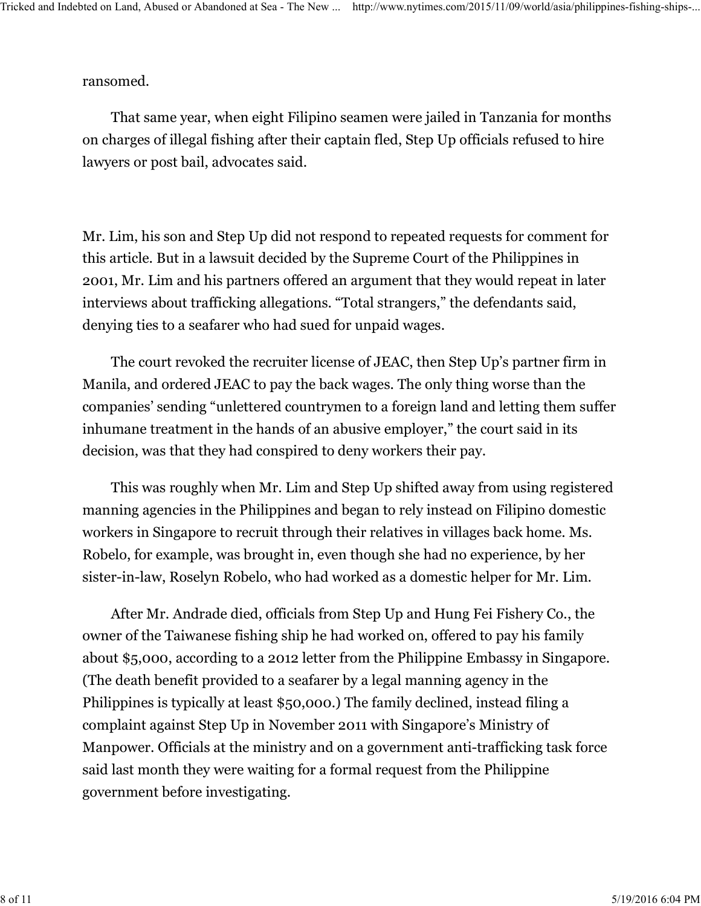ransomed.

That same year, when eight Filipino seamen were jailed in Tanzania for months on charges of illegal fishing after their captain fled, Step Up officials refused to hire lawyers or post bail, advocates said.

Mr. Lim, his son and Step Up did not respond to repeated requests for comment for this article. But in a lawsuit decided by the Supreme Court of the Philippines in 2001, Mr. Lim and his partners offered an argument that they would repeat in later interviews about trafficking allegations. “Total strangers,” the defendants said, denying ties to a seafarer who had sued for unpaid wages.

The court revoked the recruiter license of JEAC, then Step Up’s partner firm in Manila, and ordered JEAC to pay the back wages. The only thing worse than the companies’ sending “unlettered countrymen to a foreign land and letting them suffer inhumane treatment in the hands of an abusive employer,” the court said in its decision, was that they had conspired to deny workers their pay.

This was roughly when Mr. Lim and Step Up shifted away from using registered manning agencies in the Philippines and began to rely instead on Filipino domestic workers in Singapore to recruit through their relatives in villages back home. Ms. Robelo, for example, was brought in, even though she had no experience, by her sister-in-law, Roselyn Robelo, who had worked as a domestic helper for Mr. Lim.

After Mr. Andrade died, officials from Step Up and Hung Fei Fishery Co., the owner of the Taiwanese fishing ship he had worked on, offered to pay his family about $5,000, according to a 2012 letter from the Philippine Embassy in Singapore. (The death benefit provided to a seafarer by a legal manning agency in the Philippines is typically at least $50,000.) The family declined, instead filing a complaint against Step Up in November 2011 with Singapore’s Ministry of Manpower. Officials at the ministry and on a government anti-trafficking task force said last month they were waiting for a formal request from the Philippine government before investigating.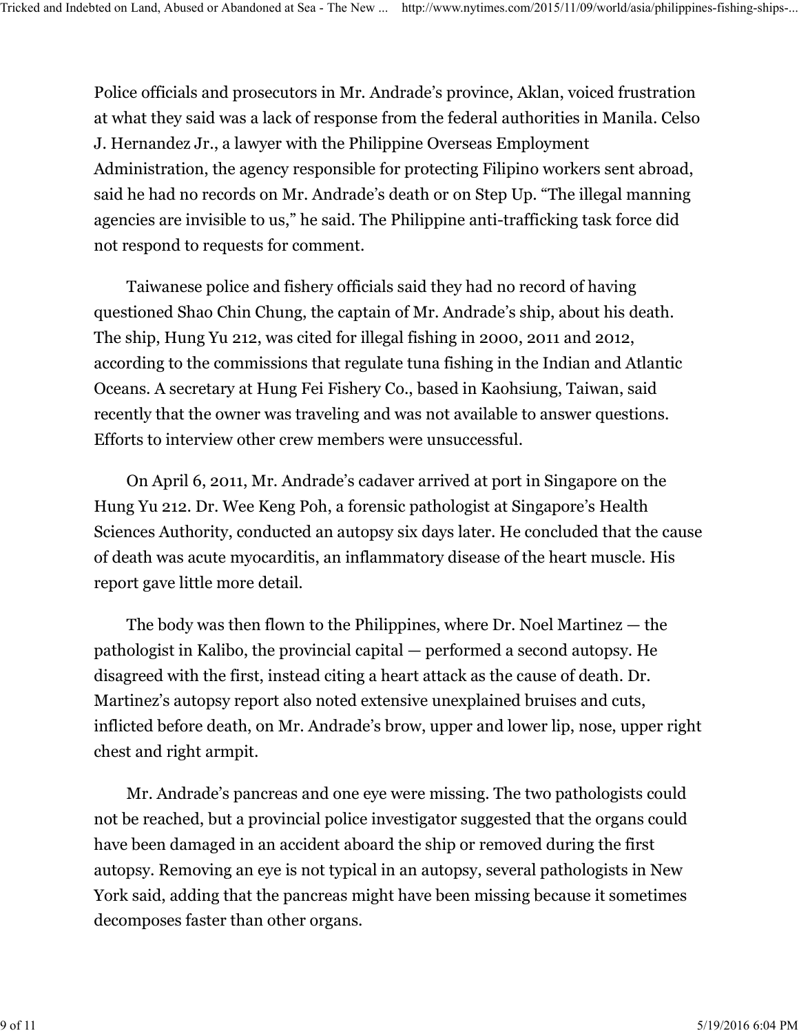Police officials and prosecutors in Mr. Andrade's province, Aklan, voiced frustration at what they said was a lack of response from the federal authorities in Manila. Celso J. Hernandez Jr., a lawyer with the Philippine Overseas Employment Administration, the agency responsible for protecting Filipino workers sent abroad, said he had no records on Mr. Andrade's death or on Step Up. "The illegal manning agencies are invisible to us," he said. The Philippine anti-trafficking task force did not respond to requests for comment.

Taiwanese police and fishery officials said they had no record of having questioned Shao Chin Chung, the captain of Mr. Andrade's ship, about his death. The ship, Hung Yu 212, was cited for illegal fishing in 2000, 2011 and 2012, according to the commissions that regulate tuna fishing in the Indian and Atlantic Oceans. A secretary at Hung Fei Fishery Co., based in Kaohsiung, Taiwan, said recently that the owner was traveling and was not available to answer questions. Efforts to interview other crew members were unsuccessful.

On April 6, 2011, Mr. Andrade's cadaver arrived at port in Singapore on the Hung Yu 212. Dr. Wee Keng Poh, a forensic pathologist at Singapore's Health Sciences Authority, conducted an autopsy six days later. He concluded that the cause of death was acute myocarditis, an inflammatory disease of the heart muscle. His report gave little more detail.

The body was then flown to the Philippines, where Dr. Noel Martinez — the pathologist in Kalibo, the provincial capital — performed a second autopsy. He disagreed with the first, instead citing a heart attack as the cause of death. Dr. Martinez's autopsy report also noted extensive unexplained bruises and cuts, inflicted before death, on Mr. Andrade's brow, upper and lower lip, nose, upper right chest and right armpit.

Mr. Andrade's pancreas and one eye were missing. The two pathologists could not be reached, but a provincial police investigator suggested that the organs could have been damaged in an accident aboard the ship or removed during the first autopsy. Removing an eye is not typical in an autopsy, several pathologists in New York said, adding that the pancreas might have been missing because it sometimes decomposes faster than other organs.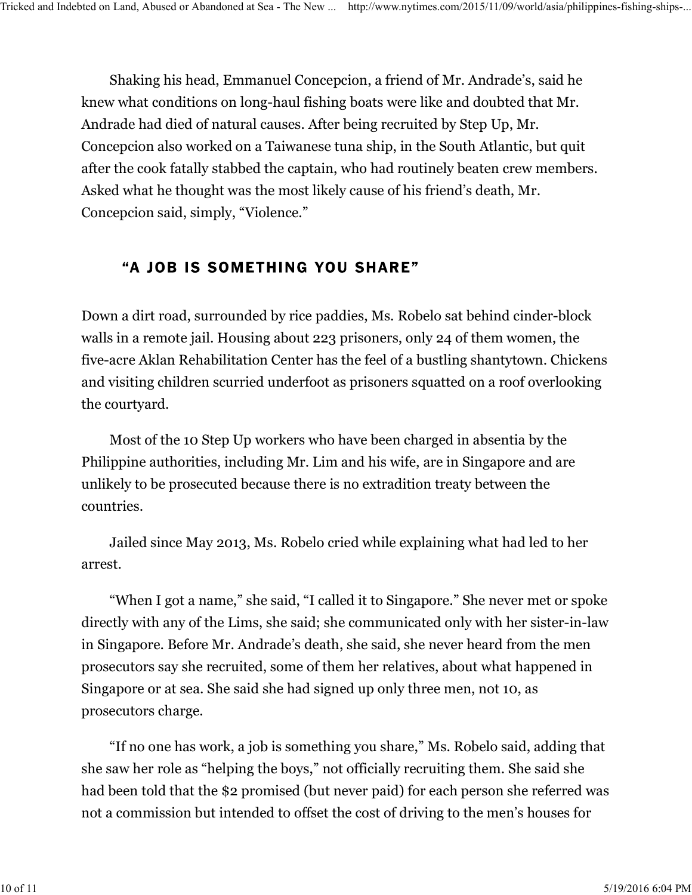Shaking his head, Emmanuel Concepcion, a friend of Mr. Andrade's, said he knew what conditions on long-haul fishing boats were like and doubted that Mr. Andrade had died of natural causes. After being recruited by Step Up, Mr. Concepcion also worked on a Taiwanese tuna ship, in the South Atlantic, but quit after the cook fatally stabbed the captain, who had routinely beaten crew members. Asked what he thought was the most likely cause of his friend's death, Mr. Concepcion said, simply, "Violence."

## "A JOB IS SOMETHING YOU SHARE"

Down a dirt road, surrounded by rice paddies, Ms. Robelo sat behind cinder-block walls in a remote jail. Housing about 223 prisoners, only 24 of them women, the five-acre Aklan Rehabilitation Center has the feel of a bustling shantytown. Chickens and visiting children scurried underfoot as prisoners squatted on a roof overlooking the courtyard.

Most of the 10 Step Up workers who have been charged in absentia by the Philippine authorities, including Mr. Lim and his wife, are in Singapore and are unlikely to be prosecuted because there is no extradition treaty between the countries.

Jailed since May 2013, Ms. Robelo cried while explaining what had led to her arrest.

"When I got a name," she said, "I called it to Singapore." She never met or spoke directly with any of the Lims, she said; she communicated only with her sister-in-law in Singapore. Before Mr. Andrade's death, she said, she never heard from the men prosecutors say she recruited, some of them her relatives, about what happened in Singapore or at sea. She said she had signed up only three men, not 10, as prosecutors charge.

"If no one has work, a job is something you share," Ms. Robelo said, adding that she saw her role as "helping the boys," not officially recruiting them. She said she had been told that the $2 promised (but never paid) for each person she referred was not a commission but intended to offset the cost of driving to the men's houses for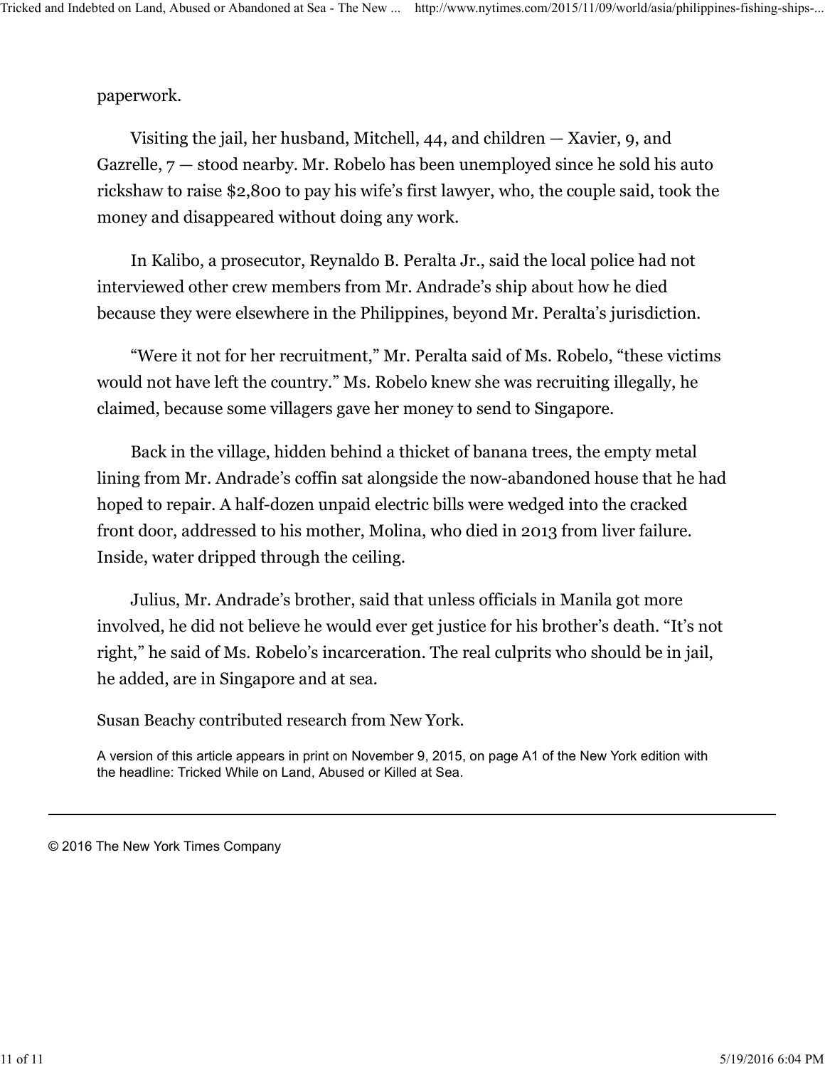paperwork.

Visiting the jail, her husband, Mitchell, 44, and children — Xavier, 9, and Gazrelle, 7 — stood nearby. Mr. Robelo has been unemployed since he sold his auto rickshaw to raise $2,800 to pay his wife's first lawyer, who, the couple said, took the money and disappeared without doing any work.

In Kalibo, a prosecutor, Reynaldo B. Peralta Jr., said the local police had not interviewed other crew members from Mr. Andrade's ship about how he died because they were elsewhere in the Philippines, beyond Mr. Peralta's jurisdiction.

"Were it not for her recruitment," Mr. Peralta said of Ms. Robelo, "these victims would not have left the country." Ms. Robelo knew she was recruiting illegally, he claimed, because some villagers gave her money to send to Singapore.

Back in the village, hidden behind a thicket of banana trees, the empty metal lining from Mr. Andrade's coffin sat alongside the now-abandoned house that he had hoped to repair. A half-dozen unpaid electric bills were wedged into the cracked front door, addressed to his mother, Molina, who died in 2013 from liver failure. Inside, water dripped through the ceiling.

Julius, Mr. Andrade's brother, said that unless officials in Manila got more involved, he did not believe he would ever get justice for his brother's death. "It's not right," he said of Ms. Robelo's incarceration. The real culprits who should be in jail, he added, are in Singapore and at sea.

Susan Beachy contributed research from New York.

A version of this article appears in print on November 9, 2015, on page A1 of the New York edition with the headline: Tricked While on Land, Abused or Killed at Sea.

© 2016 The New York Times Company